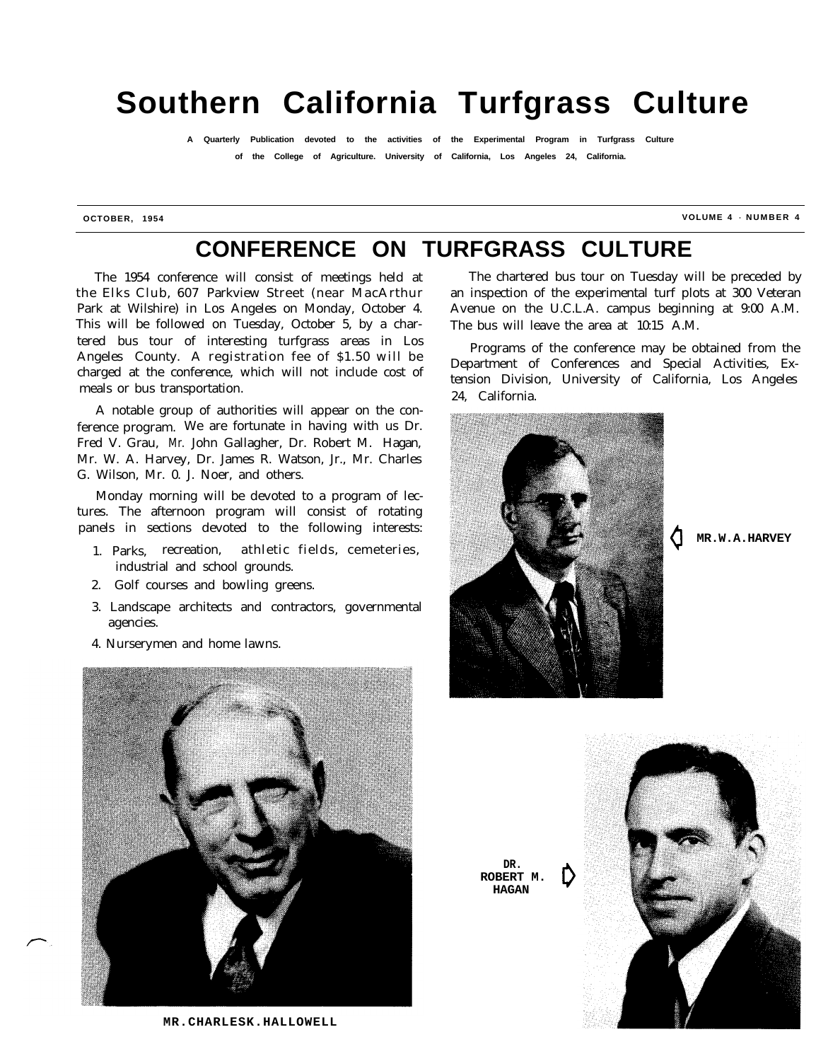# Southern California Turfgrass Culture

A Quarterly Publication devoted to the activities of the Experimental Program in Turfgrass Culture of the College of Agriculture. University of California, Los Angeles 24, California.

OCTOBER, 1954 — VOLUME 4 · NUMBER 4

## CONFERENCE ON TURFGRASS CULTURE

The 1954 conference will consist of meetings held at the Elks Club, 607 Parkview Street (near MacArthur Park at Wilshire) in Los Angeles on Monday, October 4. This will be followed on Tuesday, October 5, by a chartered bus tour of interesting turfgrass areas in Los Angeles County. A registration fee of $1.50 will be charged at the conference, which will not include cost of meals or bus transportation.

A notable group of authorities will appear on the conference program. We are fortunate in having with us Dr. Fred V. Grau, Mr. John Gallagher, Dr. Robert M. Hagan, Mr. W. A. Harvey, Dr. James R. Watson, Jr., Mr. Charles G. Wilson, Mr. O. J. Noer, and others.

Monday morning will be devoted to a program of lectures. The afternoon program will consist of rotating panels in sections devoted to the following interests:

1. Parks, recreation, athletic fields, cemeteries, industrial and school grounds.
2. Golf courses and bowling greens.
3. Landscape architects and contractors, governmental agencies.
4. Nurserymen and home lawns.

The chartered bus tour on Tuesday will be preceded by an inspection of the experimental turf plots at 300 Veteran Avenue on the U.C.L.A. campus beginning at 9:00 A.M. The bus will leave the area at 10:15 A.M.

Programs of the conference may be obtained from the Department of Conferences and Special Activities, Extension Division, University of California, Los Angeles 24, California.

MR. W. A. HARVEY

DR. ROBERT M. HAGAN

MR. CHARLES K. HALLOWELL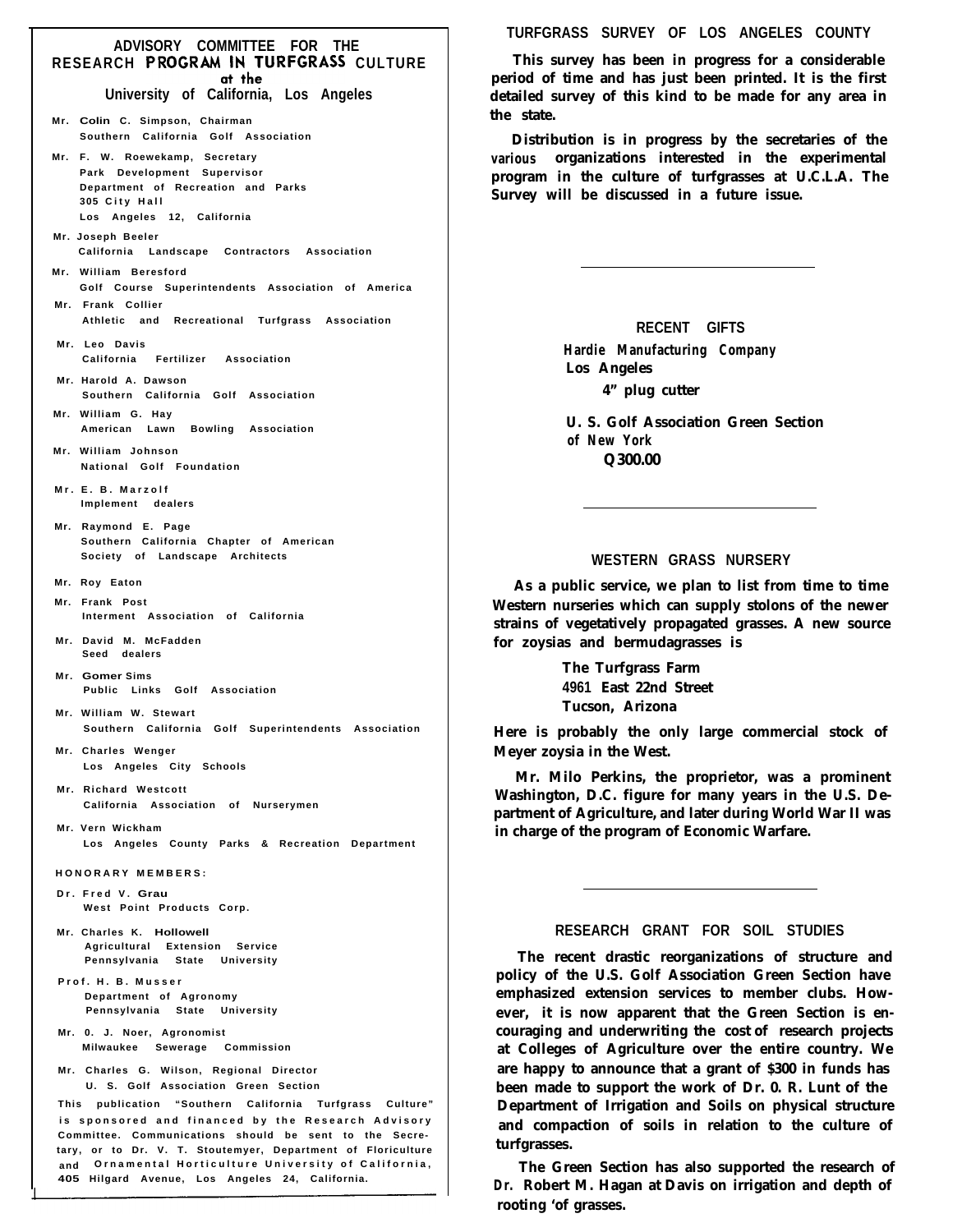## ADVISORY COMMITTEE FOR THE RESEARCH PROGRAM IN TURFGRASS CULTURE at the University of California, Los Angeles

Mr. Colin C. Simpson, Chairman
Southern California Golf Association

Mr. F. W. Roewekamp, Secretary
Park Development Supervisor
Department of Recreation and Parks
305 City Hall
Los Angeles 12, California

Mr. Joseph Beeler
California Landscape Contractors Association

Mr. William Beresford
Golf Course Superintendents Association of America

Mr. Frank Collier
Athletic and Recreational Turfgrass Association

Mr. Leo Davis
California Fertilizer Association

Mr. Harold A. Dawson
Southern California Golf Association

Mr. William G. Hay
American Lawn Bowling Association

Mr. William Johnson
National Golf Foundation

Mr. E. B. Marzolf
Implement dealers

Mr. Raymond E. Page
Southern California Chapter of American Society of Landscape Architects

Mr. Roy Eaton

Mr. Frank Post
Interment Association of California

Mr. David M. McFadden
Seed dealers

Mr. Gomer Sims
Public Links Golf Association

Mr. William W. Stewart
Southern California Golf Superintendents Association

Mr. Charles Wenger
Los Angeles City Schools

Mr. Richard Westcott
California Association of Nurserymen

Mr. Vern Wickham
Los Angeles County Parks & Recreation Department

HONORARY MEMBERS:

Dr. Fred V. Grau
West Point Products Corp.

Mr. Charles K. Hollowell
Agricultural Extension Service
Pennsylvania State University

Prof. H. B. Musser
Department of Agronomy
Pennsylvania State University

Mr. O. J. Noer, Agronomist
Milwaukee Sewerage Commission

Mr. Charles G. Wilson, Regional Director
U. S. Golf Association Green Section

This publication "Southern California Turfgrass Culture" is sponsored and financed by the Research Advisory Committee. Communications should be sent to the Secretary, or to Dr. V. T. Stoutemyer, Department of Floriculture and Ornamental Horticulture University of California, 405 Hilgard Avenue, Los Angeles 24, California.

## TURFGRASS SURVEY OF LOS ANGELES COUNTY

This survey has been in progress for a considerable period of time and has just been printed. It is the first detailed survey of this kind to be made for any area in the state.

Distribution is in progress by the secretaries of the various organizations interested in the experimental program in the culture of turfgrasses at U.C.L.A. The Survey will be discussed in a future issue.

---

## RECENT GIFTS

Hardie Manufacturing Company
Los Angeles
4" plug cutter

U. S. Golf Association Green Section of New York
Q300.00

---

## WESTERN GRASS NURSERY

As a public service, we plan to list from time to time Western nurseries which can supply stolons of the newer strains of vegetatively propagated grasses. A new source for zoysias and bermudagrasses is

The Turfgrass Farm
4961 East 22nd Street
Tucson, Arizona

Here is probably the only large commercial stock of Meyer zoysia in the West.

Mr. Milo Perkins, the proprietor, was a prominent Washington, D.C. figure for many years in the U.S. Department of Agriculture, and later during World War II was in charge of the program of Economic Warfare.

---

## RESEARCH GRANT FOR SOIL STUDIES

The recent drastic reorganizations of structure and policy of the U.S. Golf Association Green Section have emphasized extension services to member clubs. However, it is now apparent that the Green Section is encouraging and underwriting the cost of research projects at Colleges of Agriculture over the entire country. We are happy to announce that a grant of $300 in funds has been made to support the work of Dr. O. R. Lunt of the Department of Irrigation and Soils on physical structure and compaction of soils in relation to the culture of turfgrasses.

The Green Section has also supported the research of Dr. Robert M. Hagan at Davis on irrigation and depth of rooting of grasses.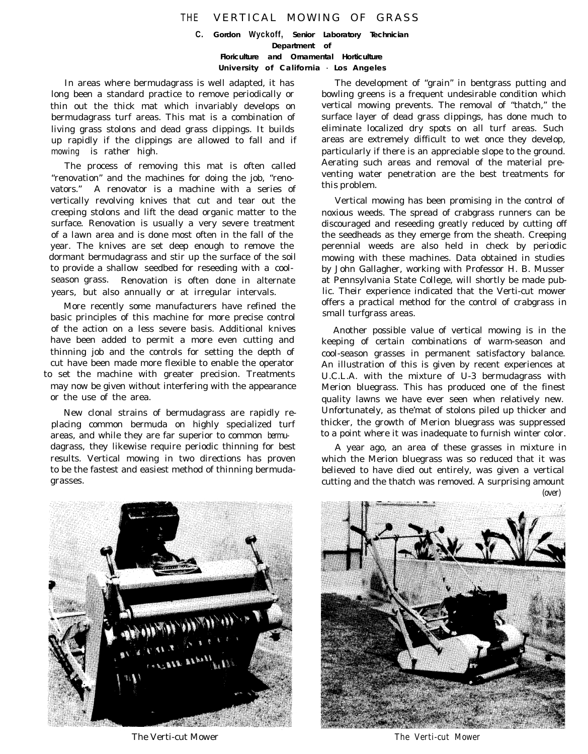# THE VERTICAL MOWING OF GRASS

**C. Gordon Wyckoff, Senior Laboratory Technician**
**Department of**
**Floriculture and Ornamental Horticulture**
**University of California · Los Angeles**

In areas where bermudagrass is well adapted, it has long been a standard practice to remove periodically or thin out the thick mat which invariably develops on bermudagrass turf areas. This mat is a combination of living grass stolons and dead grass clippings. It builds up rapidly if the clippings are allowed to fall and if mowing is rather high.

The process of removing this mat is often called "renovation" and the machines for doing the job, "renovators." A renovator is a machine with a series of vertically revolving knives that cut and tear out the creeping stolons and lift the dead organic matter to the surface. Renovation is usually a very severe treatment of a lawn area and is done most often in the fall of the year. The knives are set deep enough to remove the dormant bermudagrass and stir up the surface of the soil to provide a shallow seedbed for reseeding with a cool-season grass. Renovation is often done in alternate years, but also annually or at irregular intervals.

More recently some manufacturers have refined the basic principles of this machine for more precise control of the action on a less severe basis. Additional knives have been added to permit a more even cutting and thinning job and the controls for setting the depth of cut have been made more flexible to enable the operator to set the machine with greater precision. Treatments may now be given without interfering with the appearance or the use of the area.

New clonal strains of bermudagrass are rapidly replacing common bermuda on highly specialized turf areas, and while they are far superior to common bermudagrass, they likewise require periodic thinning for best results. Vertical mowing in two directions has proven to be the fastest and easiest method of thinning bermudagrasses.

The development of "grain" in bentgrass putting and bowling greens is a frequent undesirable condition which vertical mowing prevents. The removal of "thatch," the surface layer of dead grass clippings, has done much to eliminate localized dry spots on all turf areas. Such areas are extremely difficult to wet once they develop, particularly if there is an appreciable slope to the ground. Aerating such areas and removal of the material preventing water penetration are the best treatments for this problem.

Vertical mowing has been promising in the control of noxious weeds. The spread of crabgrass runners can be discouraged and reseeding greatly reduced by cutting off the seedheads as they emerge from the sheath. Creeping perennial weeds are also held in check by periodic mowing with these machines. Data obtained in studies by John Gallagher, working with Professor H. B. Musser at Pennsylvania State College, will shortly be made public. Their experience indicated that the Verti-cut mower offers a practical method for the control of crabgrass in small turfgrass areas.

Another possible value of vertical mowing is in the keeping of certain combinations of warm-season and cool-season grasses in permanent satisfactory balance. An illustration of this is given by recent experiences at U.C.L.A. with the mixture of U-3 bermudagrass with Merion bluegrass. This has produced one of the finest quality lawns we have ever seen when relatively new. Unfortunately, as the mat of stolons piled up thicker and thicker, the growth of Merion bluegrass was suppressed to a point where it was inadequate to furnish winter color.

A year ago, an area of these grasses in mixture in which the Merion bluegrass was so reduced that it was believed to have died out entirely, was given a vertical cutting and the thatch was removed. A surprising amount

*(over)*

The Verti-cut Mower

The Verti-cut Mower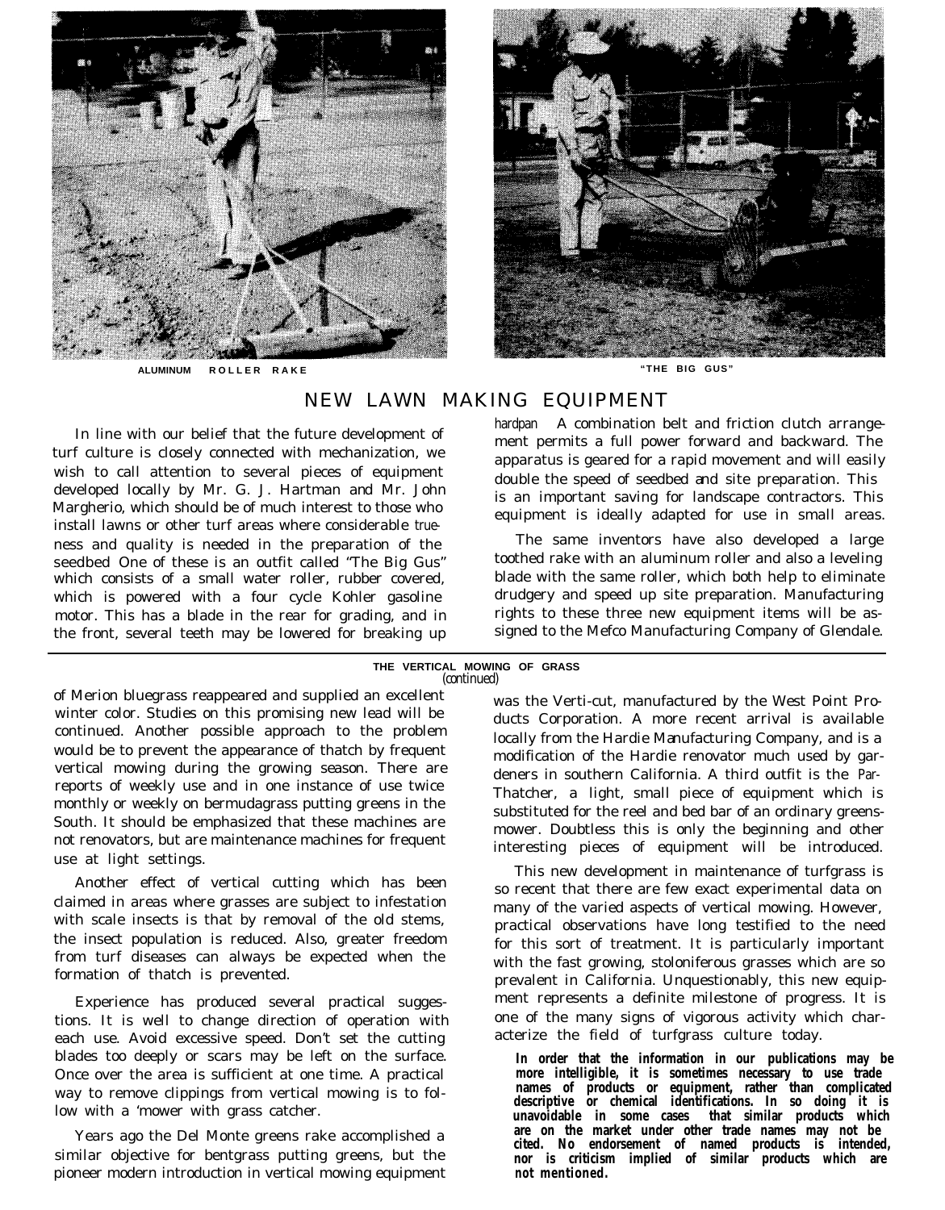ALUMINUM ROLLER RAKE

"THE BIG GUS"

## NEW LAWN MAKING EQUIPMENT

In line with our belief that the future development of turf culture is closely connected with mechanization, we wish to call attention to several pieces of equipment developed locally by Mr. G. J. Hartman and Mr. John Margherio, which should be of much interest to those who install lawns or other turf areas where considerable trueness and quality is needed in the preparation of the seedbed One of these is an outfit called "The Big Gus" which consists of a small water roller, rubber covered, which is powered with a four cycle Kohler gasoline motor. This has a blade in the rear for grading, and in the front, several teeth may be lowered for breaking up hardpan A combination belt and friction clutch arrangement permits a full power forward and backward. The apparatus is geared for a rapid movement and will easily double the speed of seedbed and site preparation. This is an important saving for landscape contractors. This equipment is ideally adapted for use in small areas.

The same inventors have also developed a large toothed rake with an aluminum roller and also a leveling blade with the same roller, which both help to eliminate drudgery and speed up site preparation. Manufacturing rights to these three new equipment items will be assigned to the Mefco Manufacturing Company of Glendale.

---

THE VERTICAL MOWING OF GRASS
*(continued)*

of Merion bluegrass reappeared and supplied an excellent winter color. Studies on this promising new lead will be continued. Another possible approach to the problem would be to prevent the appearance of thatch by frequent vertical mowing during the growing season. There are reports of weekly use and in one instance of use twice monthly or weekly on bermudagrass putting greens in the South. It should be emphasized that these machines are not renovators, but are maintenance machines for frequent use at light settings.

Another effect of vertical cutting which has been claimed in areas where grasses are subject to infestation with scale insects is that by removal of the old stems, the insect population is reduced. Also, greater freedom from turf diseases can always be expected when the formation of thatch is prevented.

Experience has produced several practical suggestions. It is well to change direction of operation with each use. Avoid excessive speed. Don't set the cutting blades too deeply or scars may be left on the surface. Once over the area is sufficient at one time. A practical way to remove clippings from vertical mowing is to follow with a 'mower with grass catcher.

Years ago the Del Monte greens rake accomplished a similar objective for bentgrass putting greens, but the pioneer modern introduction in vertical mowing equipment was the Verti-cut, manufactured by the West Point Products Corporation. A more recent arrival is available locally from the Hardie Manufacturing Company, and is a modification of the Hardie renovator much used by gardeners in southern California. A third outfit is the Par-Thatcher, a light, small piece of equipment which is substituted for the reel and bed bar of an ordinary greensmower. Doubtless this is only the beginning and other interesting pieces of equipment will be introduced.

This new development in maintenance of turfgrass is so recent that there are few exact experimental data on many of the varied aspects of vertical mowing. However, practical observations have long testified to the need for this sort of treatment. It is particularly important with the fast growing, stoloniferous grasses which are so prevalent in California. Unquestionably, this new equipment represents a definite milestone of progress. It is one of the many signs of vigorous activity which characterize the field of turfgrass culture today.

**In order that the information in our publications may be more intelligible, it is sometimes necessary to use trade names of products or equipment, rather than complicated descriptive or chemical identifications. In so doing it is unavoidable in some cases that similar products which are on the market under other trade names may not be cited. No endorsement of named products is intended, nor is criticism implied of similar products which are not mentioned.**